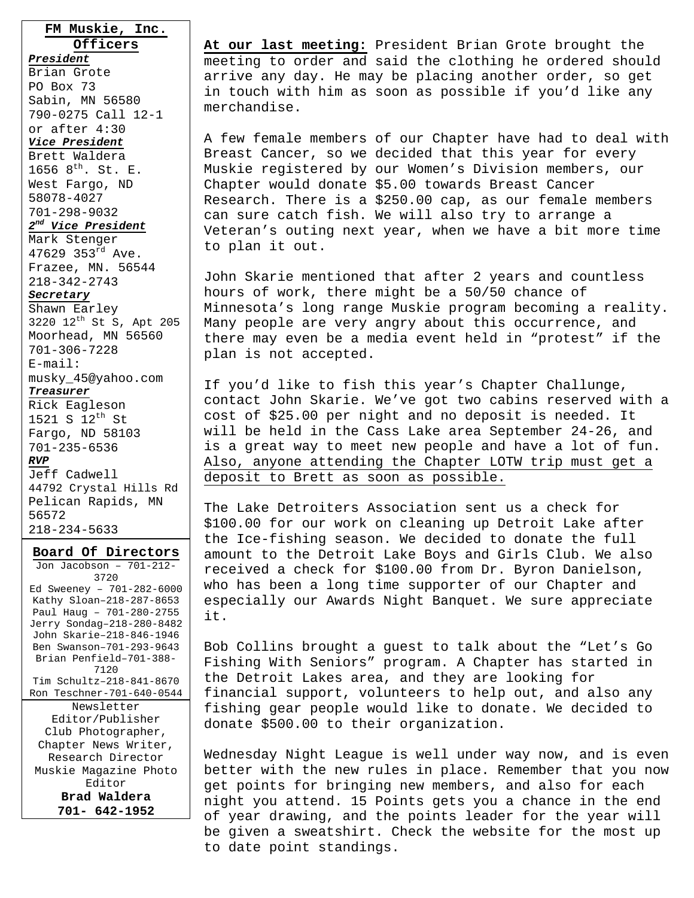## FM Muskie, Inc. Officers

***President***
Brian Grote
PO Box 73
Sabin, MN 56580
790-0275 Call 12-1 or after 4:30

***Vice President***
Brett Waldera
1656 8th. St. E.
West Fargo, ND 58078-4027
701-298-9032

***2nd Vice President***
Mark Stenger
47629 353rd Ave.
Frazee, MN. 56544
218-342-2743

***Secretary***
Shawn Earley
3220 12th St S, Apt 205
Moorhead, MN 56560
701-306-7228
E-mail: musky_45@yahoo.com

***Treasurer***
Rick Eagleson
1521 S 12th St
Fargo, ND 58103
701-235-6536

***RVP***
Jeff Cadwell
44792 Crystal Hills Rd
Pelican Rapids, MN 56572
218-234-5633

## Board Of Directors

Jon Jacobson – 701-212-3720
Ed Sweeney – 701-282-6000
Kathy Sloan–218-287-8653
Paul Haug – 701-280-2755
Jerry Sondag–218-280-8482
John Skarie–218-846-1946
Ben Swanson–701-293-9643
Brian Penfield–701-388-7120
Tim Schultz–218-841-8670
Ron Teschner-701-640-0544

Newsletter Editor/Publisher
Club Photographer,
Chapter News Writer,
Research Director
Muskie Magazine Photo Editor
**Brad Waldera**
**701- 642-1952**

**At our last meeting:** President Brian Grote brought the meeting to order and said the clothing he ordered should arrive any day. He may be placing another order, so get in touch with him as soon as possible if you'd like any merchandise.

A few female members of our Chapter have had to deal with Breast Cancer, so we decided that this year for every Muskie registered by our Women's Division members, our Chapter would donate $5.00 towards Breast Cancer Research. There is a $250.00 cap, as our female members can sure catch fish. We will also try to arrange a Veteran's outing next year, when we have a bit more time to plan it out.

John Skarie mentioned that after 2 years and countless hours of work, there might be a 50/50 chance of Minnesota's long range Muskie program becoming a reality. Many people are very angry about this occurrence, and there may even be a media event held in "protest" if the plan is not accepted.

If you'd like to fish this year's Chapter Challunge, contact John Skarie. We've got two cabins reserved with a cost of $25.00 per night and no deposit is needed. It will be held in the Cass Lake area September 24-26, and is a great way to meet new people and have a lot of fun. Also, anyone attending the Chapter LOTW trip must get a deposit to Brett as soon as possible.

The Lake Detroiters Association sent us a check for $100.00 for our work on cleaning up Detroit Lake after the Ice-fishing season. We decided to donate the full amount to the Detroit Lake Boys and Girls Club. We also received a check for $100.00 from Dr. Byron Danielson, who has been a long time supporter of our Chapter and especially our Awards Night Banquet. We sure appreciate it.

Bob Collins brought a guest to talk about the "Let's Go Fishing With Seniors" program. A Chapter has started in the Detroit Lakes area, and they are looking for financial support, volunteers to help out, and also any fishing gear people would like to donate. We decided to donate $500.00 to their organization.

Wednesday Night League is well under way now, and is even better with the new rules in place. Remember that you now get points for bringing new members, and also for each night you attend. 15 Points gets you a chance in the end of year drawing, and the points leader for the year will be given a sweatshirt. Check the website for the most up to date point standings.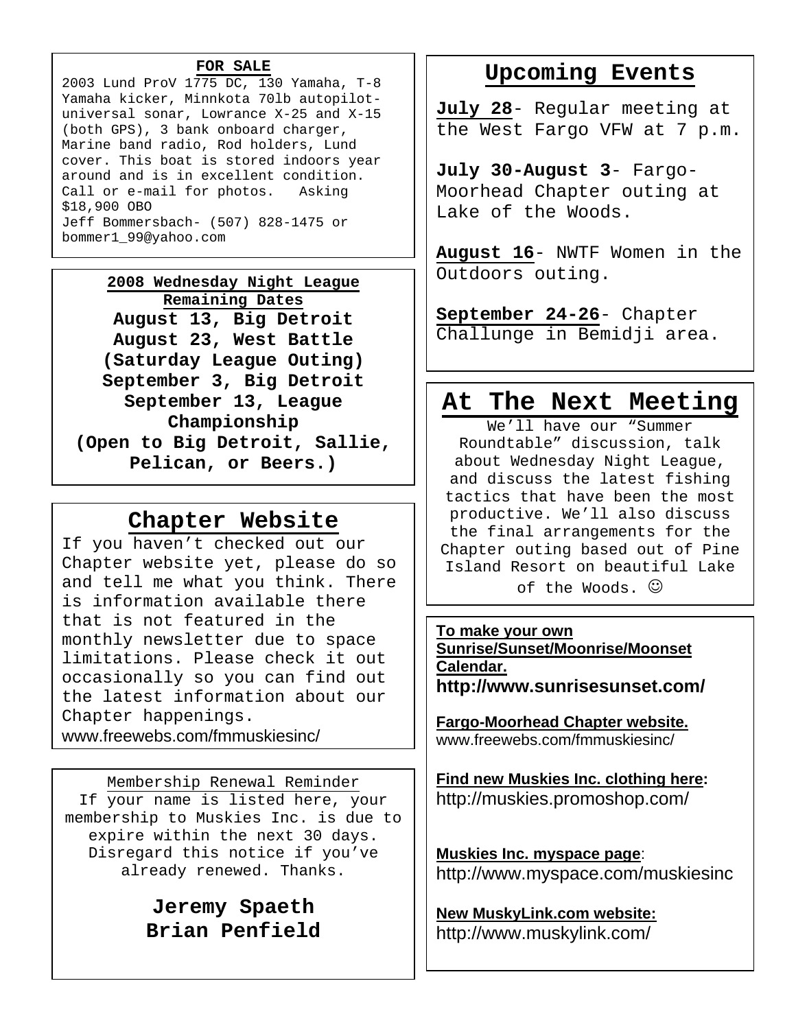**FOR SALE**

2003 Lund ProV 1775 DC, 130 Yamaha, T-8 Yamaha kicker, Minnkota 70lb autopilot-universal sonar, Lowrance X-25 and X-15 (both GPS), 3 bank onboard charger, Marine band radio, Rod holders, Lund cover. This boat is stored indoors year around and is in excellent condition. Call or e-mail for photos. Asking $18,900 OBO
Jeff Bommersbach- (507) 828-1475 or bommer1_99@yahoo.com

**2008 Wednesday Night League Remaining Dates**

**August 13, Big Detroit**
**August 23, West Battle**
**(Saturday League Outing)**
**September 3, Big Detroit**
**September 13, League Championship**
**(Open to Big Detroit, Sallie, Pelican, or Beers.)**

## Chapter Website

If you haven't checked out our Chapter website yet, please do so and tell me what you think. There is information available there that is not featured in the monthly newsletter due to space limitations. Please check it out occasionally so you can find out the latest information about our Chapter happenings.
www.freewebs.com/fmmuskiesinc/

Membership Renewal Reminder

If your name is listed here, your membership to Muskies Inc. is due to expire within the next 30 days. Disregard this notice if you've already renewed. Thanks.

**Jeremy Spaeth**
**Brian Penfield**

## Upcoming Events

**July 28**- Regular meeting at the West Fargo VFW at 7 p.m.

**July 30-August 3**- Fargo-Moorhead Chapter outing at Lake of the Woods.

**August 16**- NWTF Women in the Outdoors outing.

**September 24-26**- Chapter Challunge in Bemidji area.

## At The Next Meeting

We'll have our "Summer Roundtable" discussion, talk about Wednesday Night League, and discuss the latest fishing tactics that have been the most productive. We'll also discuss the final arrangements for the Chapter outing based out of Pine Island Resort on beautiful Lake of the Woods. ☺

**To make your own Sunrise/Sunset/Moonrise/Moonset Calendar.**
**http://www.sunrisesunset.com/**

**Fargo-Moorhead Chapter website.**
www.freewebs.com/fmmuskiesinc/

**Find new Muskies Inc. clothing here:**
http://muskies.promoshop.com/

**Muskies Inc. myspace page**:
http://www.myspace.com/muskiesinc

**New MuskyLink.com website:**
http://www.muskylink.com/